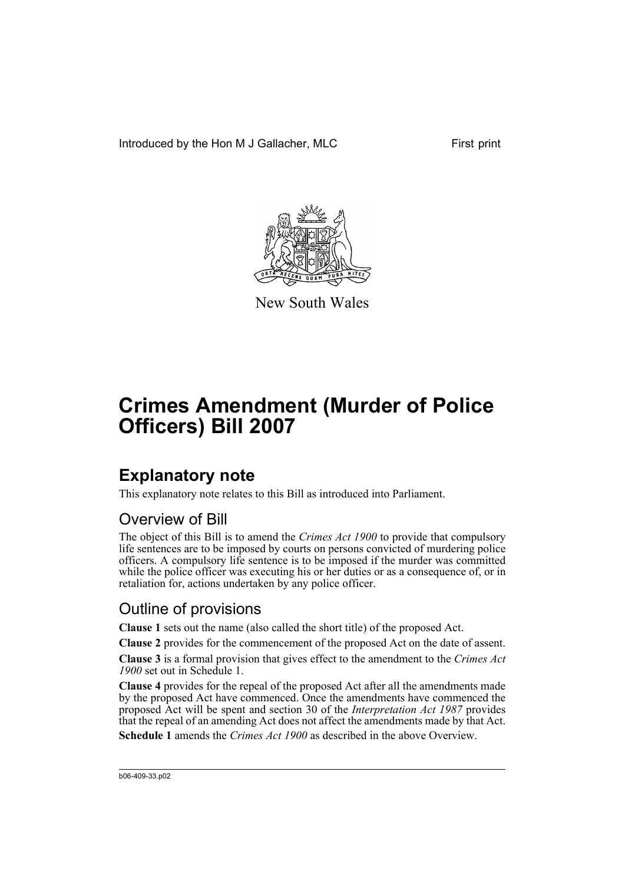Introduced by the Hon M J Gallacher, MLC First print

New South Wales

# Crimes Amendment (Murder of Police Officers) Bill 2007

## Explanatory note

This explanatory note relates to this Bill as introduced into Parliament.

### Overview of Bill

The object of this Bill is to amend the *Crimes Act 1900* to provide that compulsory life sentences are to be imposed by courts on persons convicted of murdering police officers. A compulsory life sentence is to be imposed if the murder was committed while the police officer was executing his or her duties or as a consequence of, or in retaliation for, actions undertaken by any police officer.

### Outline of provisions

**Clause 1** sets out the name (also called the short title) of the proposed Act.

**Clause 2** provides for the commencement of the proposed Act on the date of assent.

**Clause 3** is a formal provision that gives effect to the amendment to the *Crimes Act 1900* set out in Schedule 1.

**Clause 4** provides for the repeal of the proposed Act after all the amendments made by the proposed Act have commenced. Once the amendments have commenced the proposed Act will be spent and section 30 of the *Interpretation Act 1987* provides that the repeal of an amending Act does not affect the amendments made by that Act.

**Schedule 1** amends the *Crimes Act 1900* as described in the above Overview.

b06-409-33.p02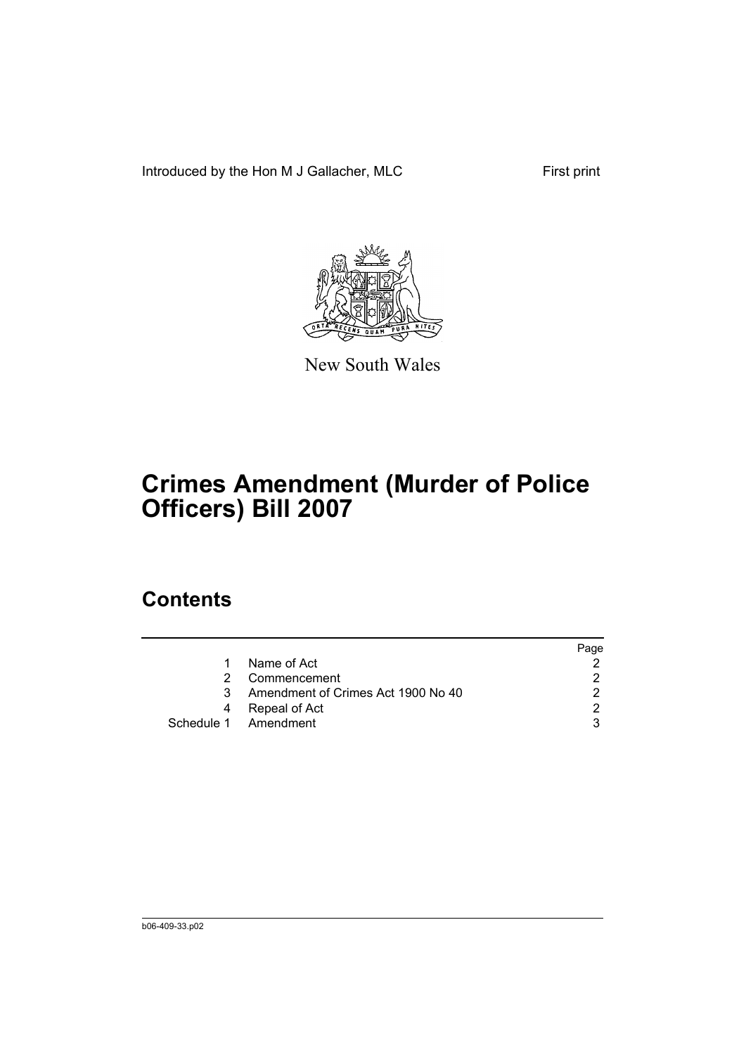Introduced by the Hon M J Gallacher, MLC

First print

New South Wales

# Crimes Amendment (Murder of Police Officers) Bill 2007

## Contents

| | | Page |
|---|---|---|
| 1 | Name of Act | 2 |
| 2 | Commencement | 2 |
| 3 | Amendment of Crimes Act 1900 No 40 | 2 |
| 4 | Repeal of Act | 2 |
| Schedule 1 | Amendment | 3 |

b06-409-33.p02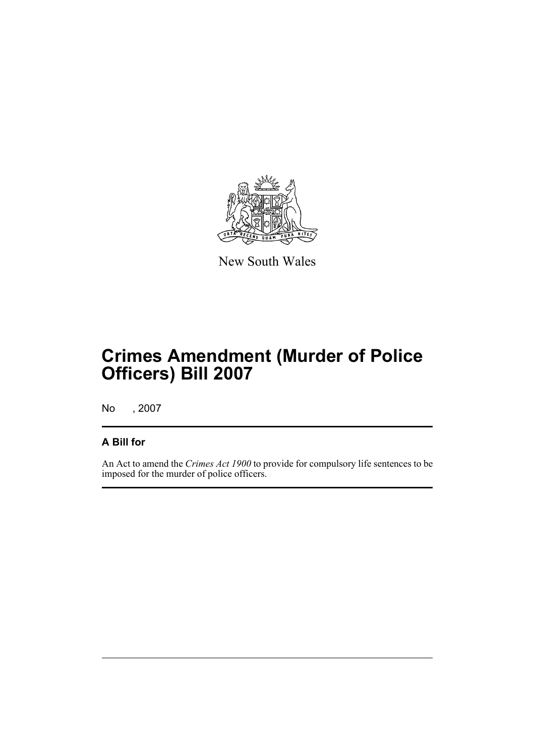New South Wales

# Crimes Amendment (Murder of Police Officers) Bill 2007

No , 2007

## A Bill for

An Act to amend the *Crimes Act 1900* to provide for compulsory life sentences to be imposed for the murder of police officers.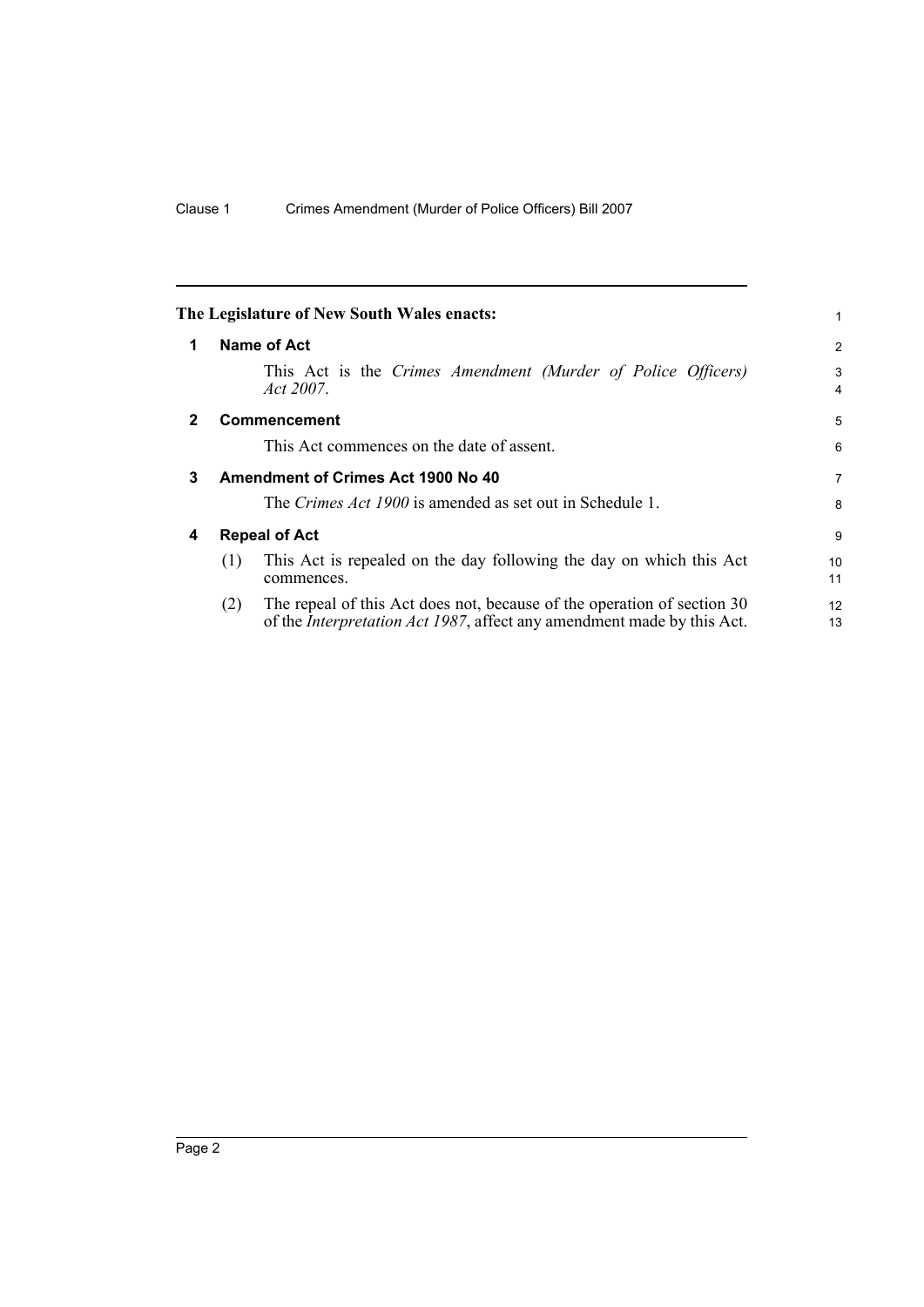**The Legislature of New South Wales enacts:**

## 1 Name of Act

This Act is the *Crimes Amendment (Murder of Police Officers) Act 2007*.

## 2 Commencement

This Act commences on the date of assent.

## 3 Amendment of Crimes Act 1900 No 40

The *Crimes Act 1900* is amended as set out in Schedule 1.

## 4 Repeal of Act

(1) This Act is repealed on the day following the day on which this Act commences.

(2) The repeal of this Act does not, because of the operation of section 30 of the *Interpretation Act 1987*, affect any amendment made by this Act.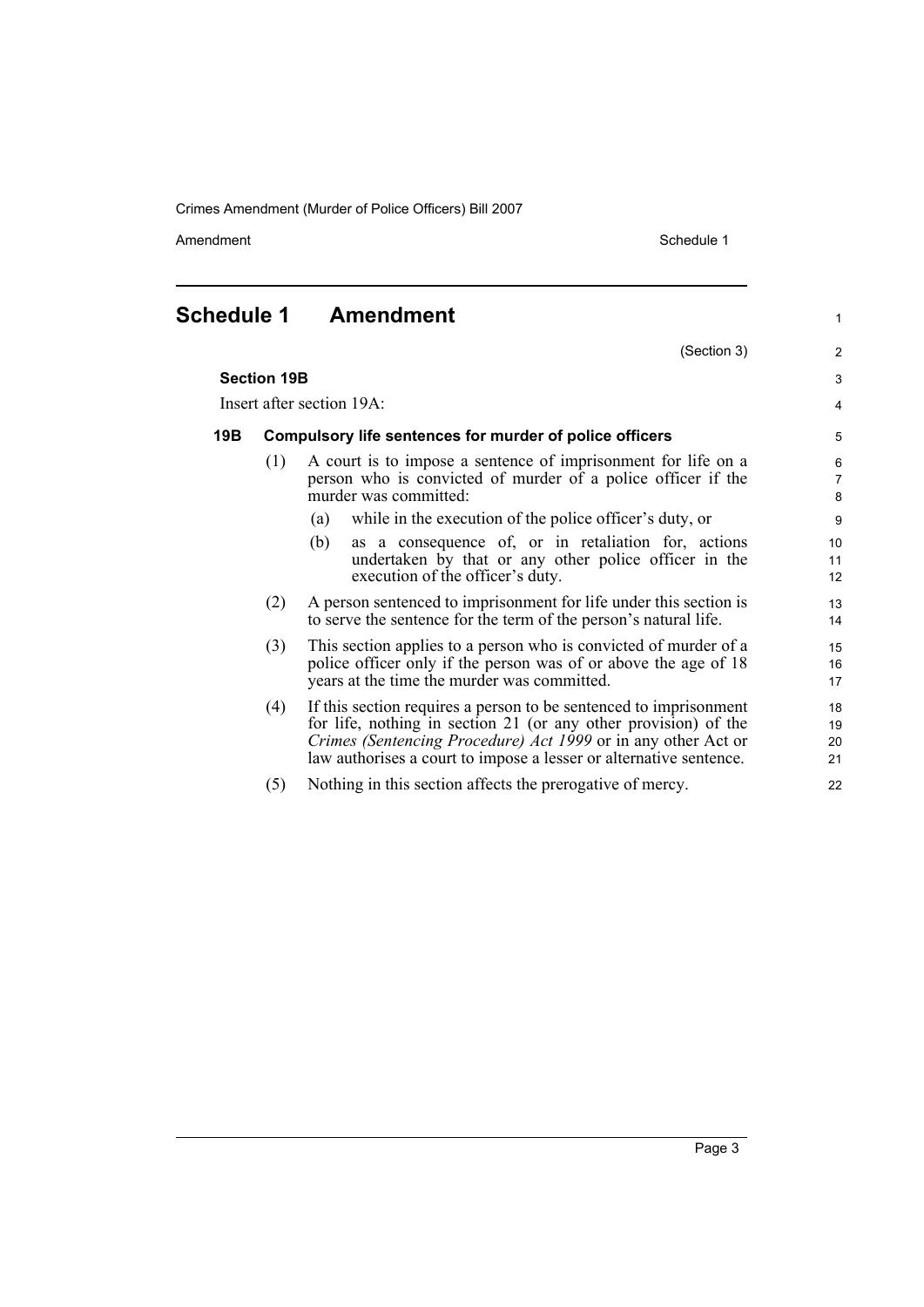# Schedule 1 Amendment

(Section 3)

**Section 19B**

Insert after section 19A:

### 19B Compulsory life sentences for murder of police officers

(1) A court is to impose a sentence of imprisonment for life on a person who is convicted of murder of a police officer if the murder was committed:

(a) while in the execution of the police officer's duty, or

(b) as a consequence of, or in retaliation for, actions undertaken by that or any other police officer in the execution of the officer's duty.

(2) A person sentenced to imprisonment for life under this section is to serve the sentence for the term of the person's natural life.

(3) This section applies to a person who is convicted of murder of a police officer only if the person was of or above the age of 18 years at the time the murder was committed.

(4) If this section requires a person to be sentenced to imprisonment for life, nothing in section 21 (or any other provision) of the *Crimes (Sentencing Procedure) Act 1999* or in any other Act or law authorises a court to impose a lesser or alternative sentence.

(5) Nothing in this section affects the prerogative of mercy.